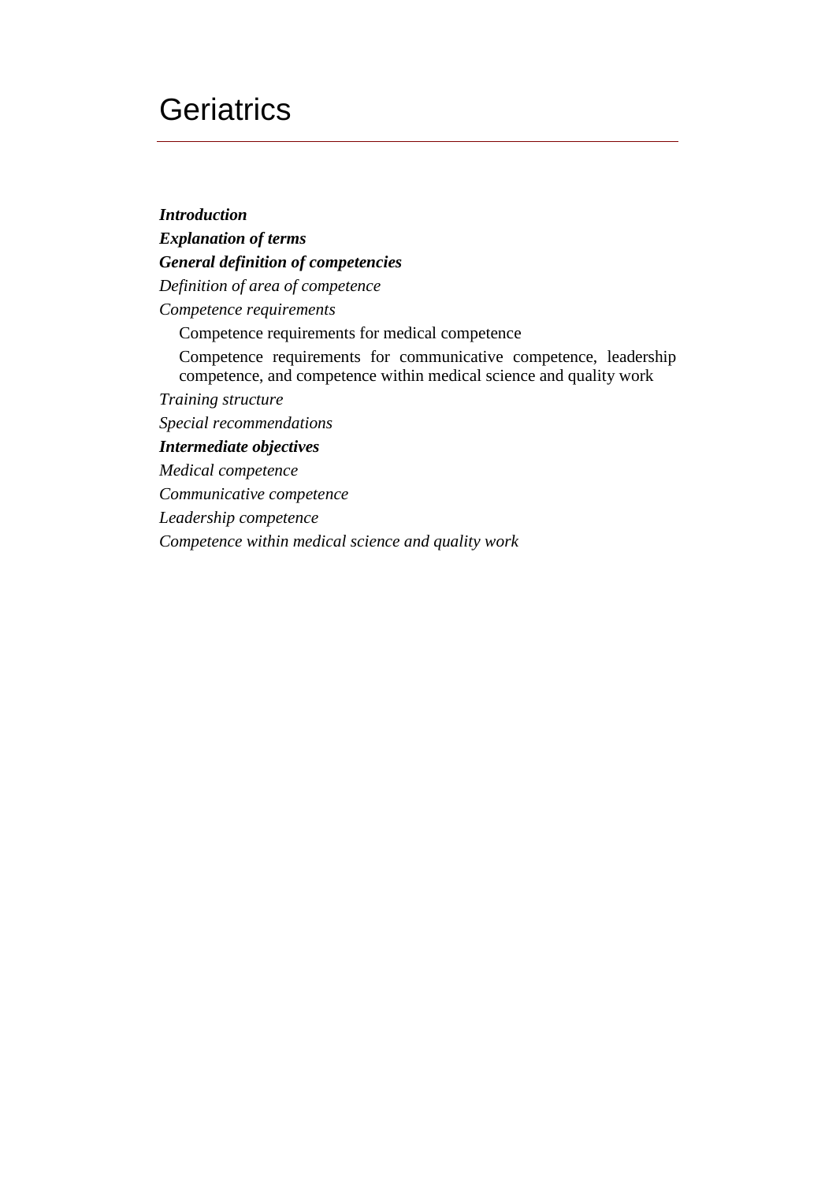# Geriatrics

***Introduction***

***Explanation of terms***

***General definition of competencies***

*Definition of area of competence*

*Competence requirements*

Competence requirements for medical competence

Competence requirements for communicative competence, leadership competence, and competence within medical science and quality work

*Training structure*

*Special recommendations*

***Intermediate objectives***

*Medical competence*

*Communicative competence*

*Leadership competence*

*Competence within medical science and quality work*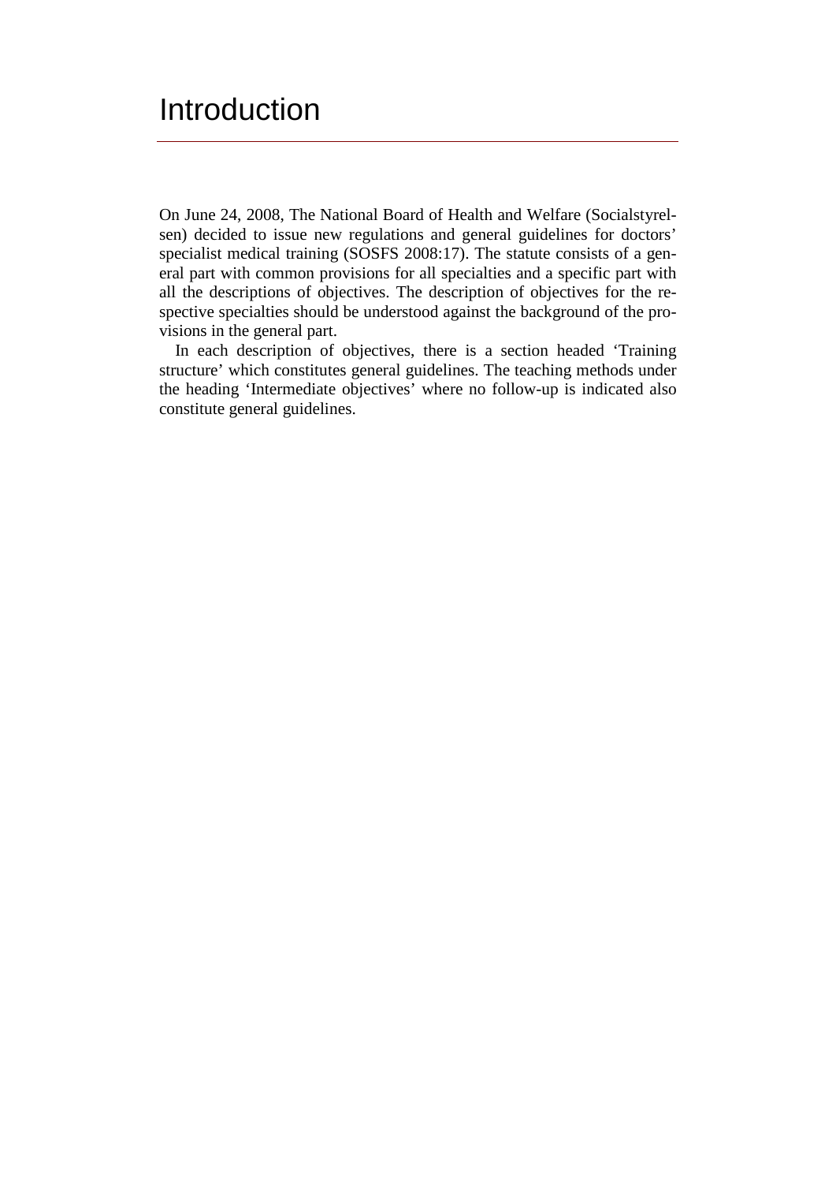# Introduction

On June 24, 2008, The National Board of Health and Welfare (Socialstyrelsen) decided to issue new regulations and general guidelines for doctors' specialist medical training (SOSFS 2008:17). The statute consists of a general part with common provisions for all specialties and a specific part with all the descriptions of objectives. The description of objectives for the respective specialties should be understood against the background of the provisions in the general part.

In each description of objectives, there is a section headed 'Training structure' which constitutes general guidelines. The teaching methods under the heading 'Intermediate objectives' where no follow-up is indicated also constitute general guidelines.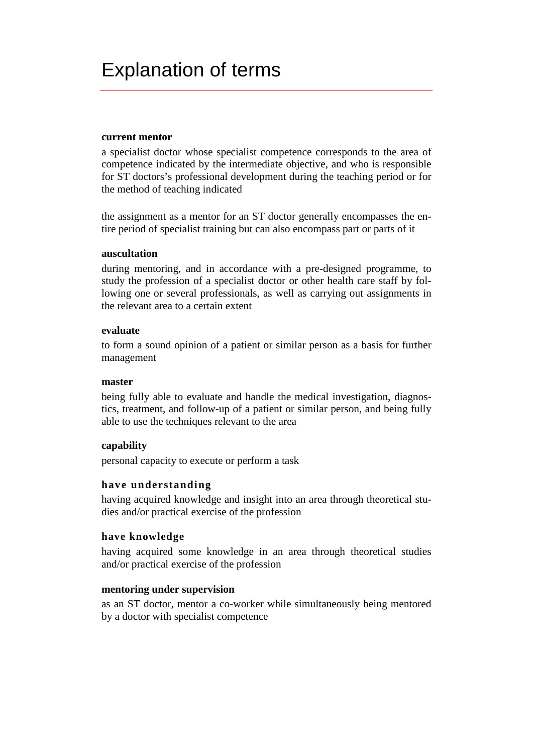# Explanation of terms

**current mentor**

a specialist doctor whose specialist competence corresponds to the area of competence indicated by the intermediate objective, and who is responsible for ST doctors's professional development during the teaching period or for the method of teaching indicated

the assignment as a mentor for an ST doctor generally encompasses the entire period of specialist training but can also encompass part or parts of it

**auscultation**

during mentoring, and in accordance with a pre-designed programme, to study the profession of a specialist doctor or other health care staff by following one or several professionals, as well as carrying out assignments in the relevant area to a certain extent

**evaluate**

to form a sound opinion of a patient or similar person as a basis for further management

**master**

being fully able to evaluate and handle the medical investigation, diagnostics, treatment, and follow-up of a patient or similar person, and being fully able to use the techniques relevant to the area

**capability**

personal capacity to execute or perform a task

**have understanding**

having acquired knowledge and insight into an area through theoretical studies and/or practical exercise of the profession

**have knowledge**

having acquired some knowledge in an area through theoretical studies and/or practical exercise of the profession

**mentoring under supervision**

as an ST doctor, mentor a co-worker while simultaneously being mentored by a doctor with specialist competence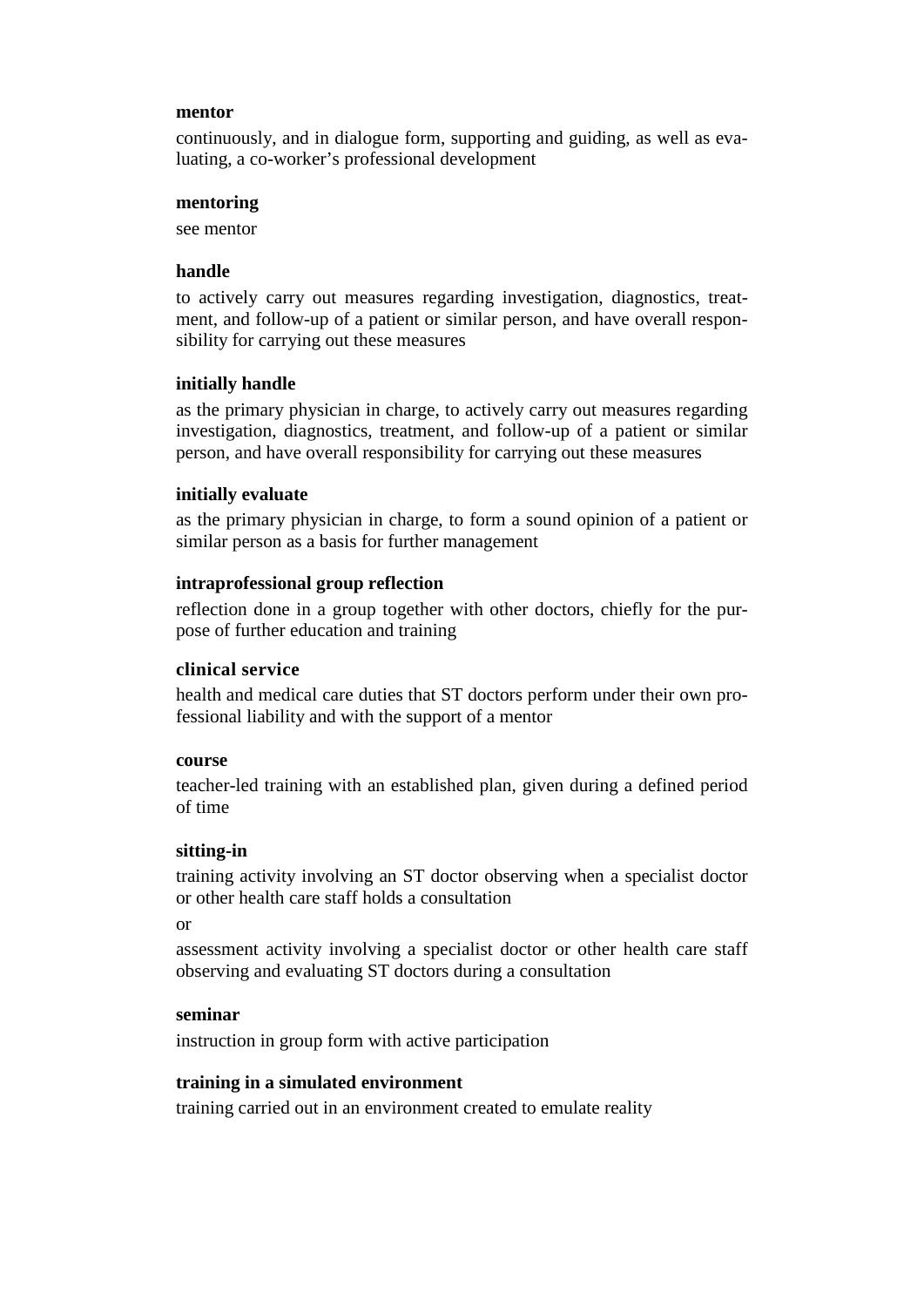**mentor**

continuously, and in dialogue form, supporting and guiding, as well as evaluating, a co-worker's professional development

**mentoring**

see mentor

**handle**

to actively carry out measures regarding investigation, diagnostics, treatment, and follow-up of a patient or similar person, and have overall responsibility for carrying out these measures

**initially handle**

as the primary physician in charge, to actively carry out measures regarding investigation, diagnostics, treatment, and follow-up of a patient or similar person, and have overall responsibility for carrying out these measures

**initially evaluate**

as the primary physician in charge, to form a sound opinion of a patient or similar person as a basis for further management

**intraprofessional group reflection**

reflection done in a group together with other doctors, chiefly for the purpose of further education and training

**clinical service**

health and medical care duties that ST doctors perform under their own professional liability and with the support of a mentor

**course**

teacher-led training with an established plan, given during a defined period of time

**sitting-in**

training activity involving an ST doctor observing when a specialist doctor or other health care staff holds a consultation

or

assessment activity involving a specialist doctor or other health care staff observing and evaluating ST doctors during a consultation

**seminar**

instruction in group form with active participation

**training in a simulated environment**

training carried out in an environment created to emulate reality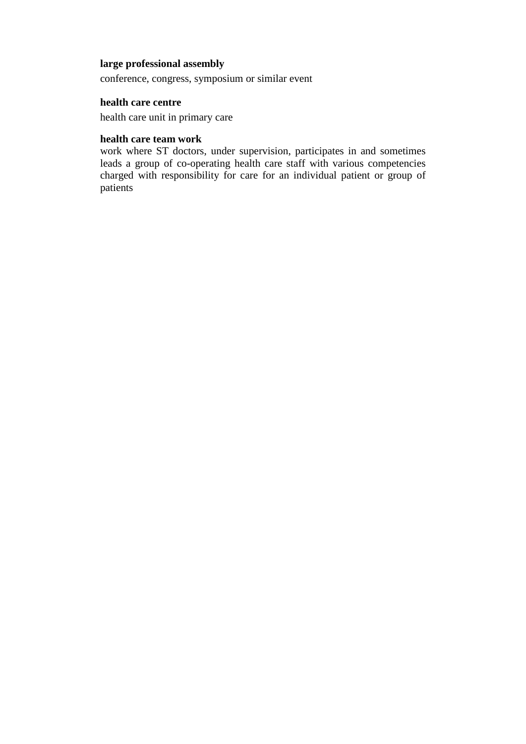**large professional assembly**

conference, congress, symposium or similar event

**health care centre**

health care unit in primary care

**health care team work**

work where ST doctors, under supervision, participates in and sometimes leads a group of co-operating health care staff with various competencies charged with responsibility for care for an individual patient or group of patients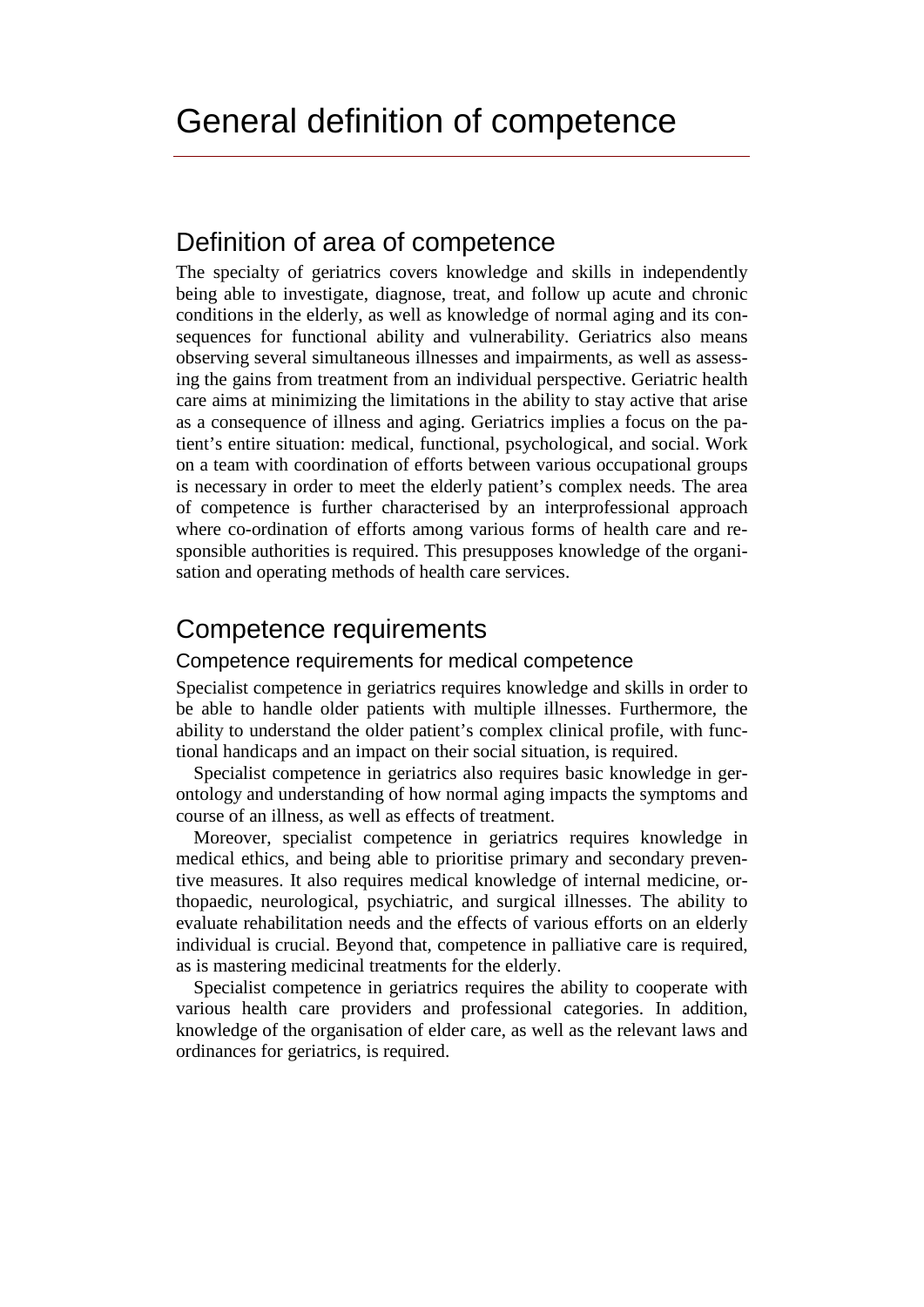# General definition of competence

## Definition of area of competence

The specialty of geriatrics covers knowledge and skills in independently being able to investigate, diagnose, treat, and follow up acute and chronic conditions in the elderly, as well as knowledge of normal aging and its consequences for functional ability and vulnerability. Geriatrics also means observing several simultaneous illnesses and impairments, as well as assessing the gains from treatment from an individual perspective. Geriatric health care aims at minimizing the limitations in the ability to stay active that arise as a consequence of illness and aging. Geriatrics implies a focus on the patient's entire situation: medical, functional, psychological, and social. Work on a team with coordination of efforts between various occupational groups is necessary in order to meet the elderly patient's complex needs. The area of competence is further characterised by an interprofessional approach where co-ordination of efforts among various forms of health care and responsible authorities is required. This presupposes knowledge of the organisation and operating methods of health care services.

## Competence requirements

### Competence requirements for medical competence

Specialist competence in geriatrics requires knowledge and skills in order to be able to handle older patients with multiple illnesses. Furthermore, the ability to understand the older patient's complex clinical profile, with functional handicaps and an impact on their social situation, is required.

Specialist competence in geriatrics also requires basic knowledge in gerontology and understanding of how normal aging impacts the symptoms and course of an illness, as well as effects of treatment.

Moreover, specialist competence in geriatrics requires knowledge in medical ethics, and being able to prioritise primary and secondary preventive measures. It also requires medical knowledge of internal medicine, orthopaedic, neurological, psychiatric, and surgical illnesses. The ability to evaluate rehabilitation needs and the effects of various efforts on an elderly individual is crucial. Beyond that, competence in palliative care is required, as is mastering medicinal treatments for the elderly.

Specialist competence in geriatrics requires the ability to cooperate with various health care providers and professional categories. In addition, knowledge of the organisation of elder care, as well as the relevant laws and ordinances for geriatrics, is required.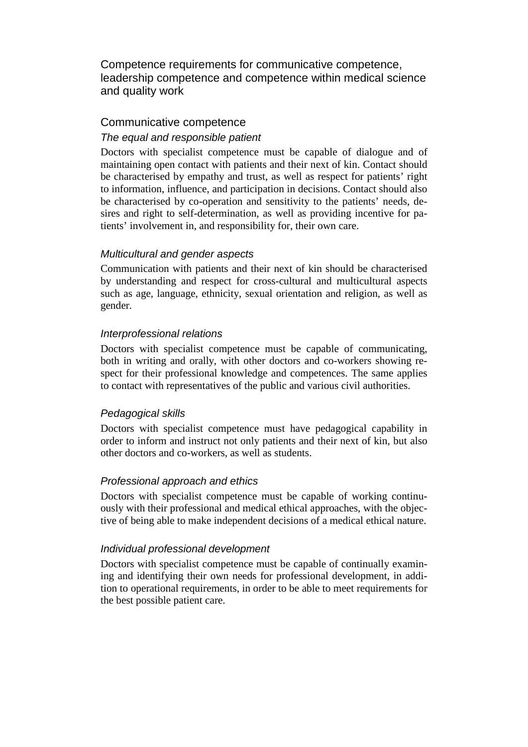# Competence requirements for communicative competence, leadership competence and competence within medical science and quality work

## Communicative competence

### *The equal and responsible patient*

Doctors with specialist competence must be capable of dialogue and of maintaining open contact with patients and their next of kin. Contact should be characterised by empathy and trust, as well as respect for patients' right to information, influence, and participation in decisions. Contact should also be characterised by co-operation and sensitivity to the patients' needs, desires and right to self-determination, as well as providing incentive for patients' involvement in, and responsibility for, their own care.

### *Multicultural and gender aspects*

Communication with patients and their next of kin should be characterised by understanding and respect for cross-cultural and multicultural aspects such as age, language, ethnicity, sexual orientation and religion, as well as gender.

### *Interprofessional relations*

Doctors with specialist competence must be capable of communicating, both in writing and orally, with other doctors and co-workers showing respect for their professional knowledge and competences. The same applies to contact with representatives of the public and various civil authorities.

### *Pedagogical skills*

Doctors with specialist competence must have pedagogical capability in order to inform and instruct not only patients and their next of kin, but also other doctors and co-workers, as well as students.

### *Professional approach and ethics*

Doctors with specialist competence must be capable of working continuously with their professional and medical ethical approaches, with the objective of being able to make independent decisions of a medical ethical nature.

### *Individual professional development*

Doctors with specialist competence must be capable of continually examining and identifying their own needs for professional development, in addition to operational requirements, in order to be able to meet requirements for the best possible patient care.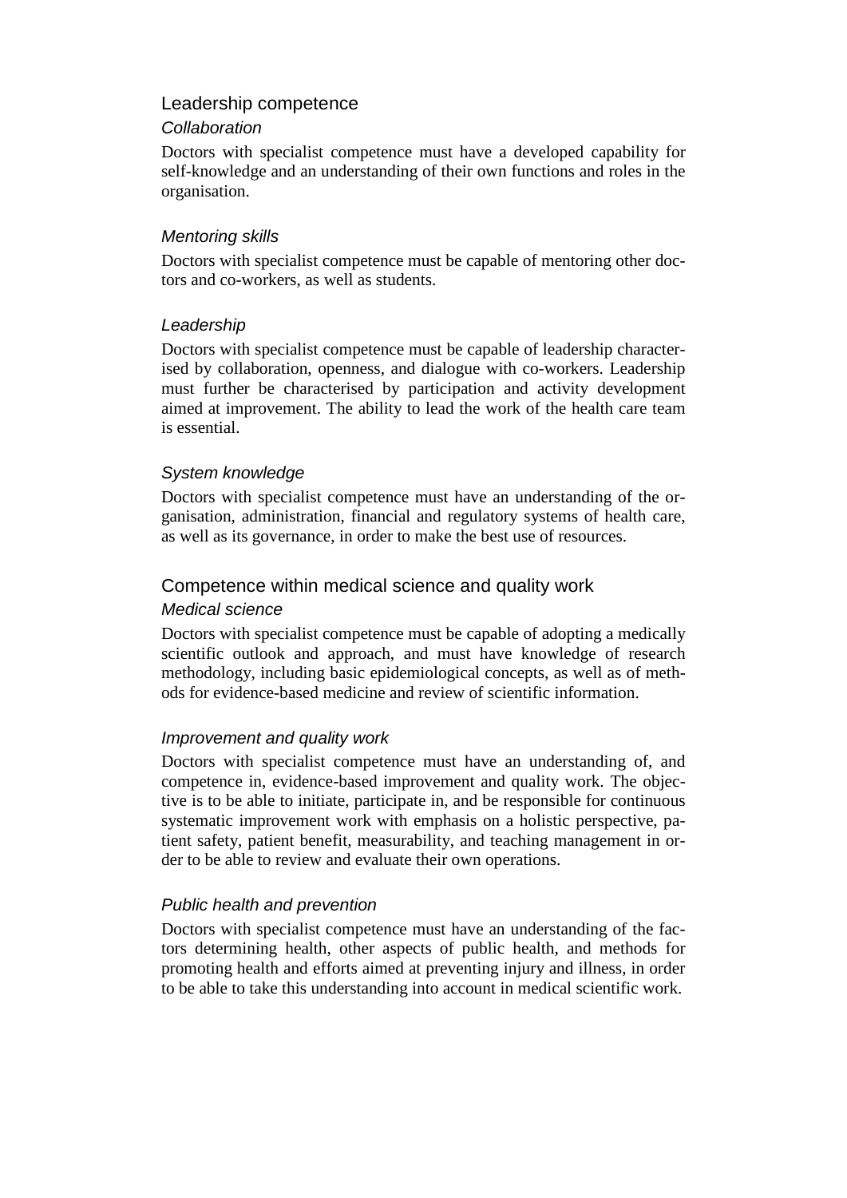## Leadership competence

### *Collaboration*

Doctors with specialist competence must have a developed capability for self-knowledge and an understanding of their own functions and roles in the organisation.

### *Mentoring skills*

Doctors with specialist competence must be capable of mentoring other doctors and co-workers, as well as students.

### *Leadership*

Doctors with specialist competence must be capable of leadership characterised by collaboration, openness, and dialogue with co-workers. Leadership must further be characterised by participation and activity development aimed at improvement. The ability to lead the work of the health care team is essential.

### *System knowledge*

Doctors with specialist competence must have an understanding of the organisation, administration, financial and regulatory systems of health care, as well as its governance, in order to make the best use of resources.

## Competence within medical science and quality work

### *Medical science*

Doctors with specialist competence must be capable of adopting a medically scientific outlook and approach, and must have knowledge of research methodology, including basic epidemiological concepts, as well as of methods for evidence-based medicine and review of scientific information.

### *Improvement and quality work*

Doctors with specialist competence must have an understanding of, and competence in, evidence-based improvement and quality work. The objective is to be able to initiate, participate in, and be responsible for continuous systematic improvement work with emphasis on a holistic perspective, patient safety, patient benefit, measurability, and teaching management in order to be able to review and evaluate their own operations.

### *Public health and prevention*

Doctors with specialist competence must have an understanding of the factors determining health, other aspects of public health, and methods for promoting health and efforts aimed at preventing injury and illness, in order to be able to take this understanding into account in medical scientific work.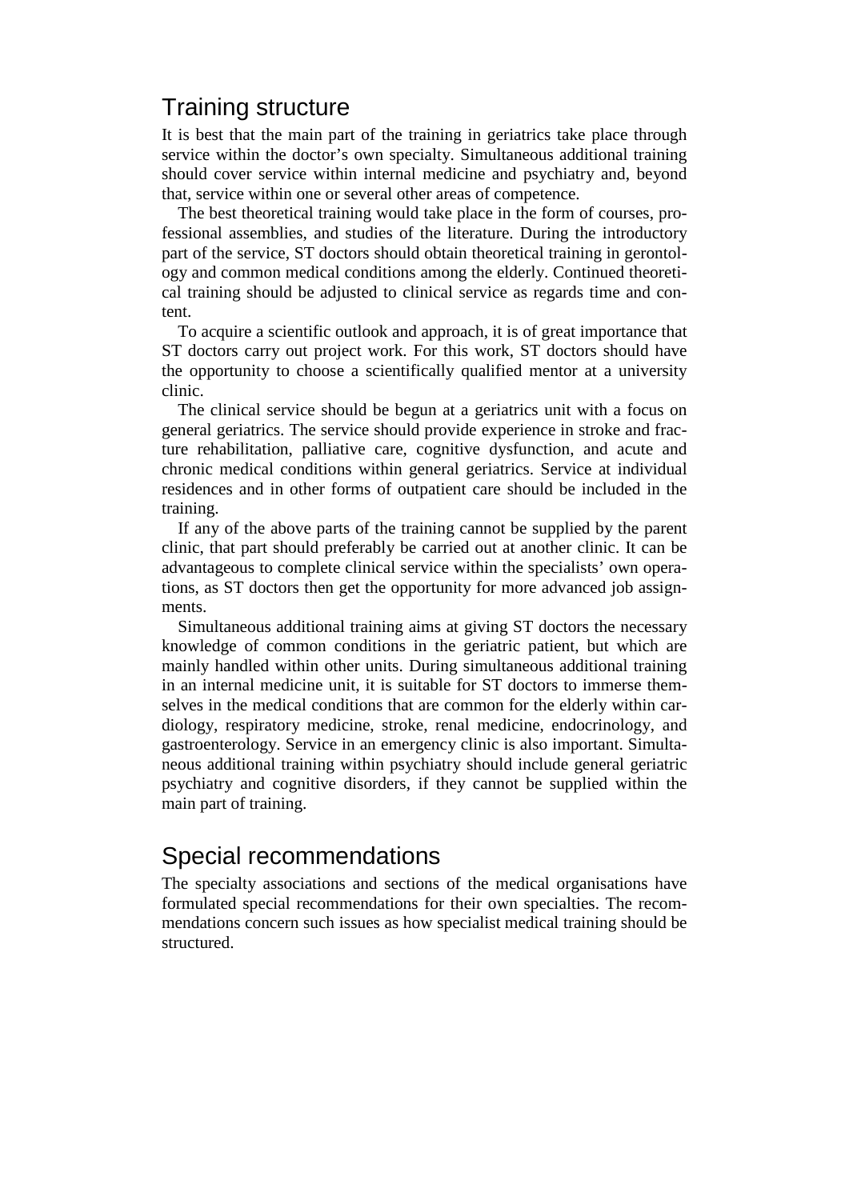## Training structure

It is best that the main part of the training in geriatrics take place through service within the doctor's own specialty. Simultaneous additional training should cover service within internal medicine and psychiatry and, beyond that, service within one or several other areas of competence.

The best theoretical training would take place in the form of courses, professional assemblies, and studies of the literature. During the introductory part of the service, ST doctors should obtain theoretical training in gerontology and common medical conditions among the elderly. Continued theoretical training should be adjusted to clinical service as regards time and content.

To acquire a scientific outlook and approach, it is of great importance that ST doctors carry out project work. For this work, ST doctors should have the opportunity to choose a scientifically qualified mentor at a university clinic.

The clinical service should be begun at a geriatrics unit with a focus on general geriatrics. The service should provide experience in stroke and fracture rehabilitation, palliative care, cognitive dysfunction, and acute and chronic medical conditions within general geriatrics. Service at individual residences and in other forms of outpatient care should be included in the training.

If any of the above parts of the training cannot be supplied by the parent clinic, that part should preferably be carried out at another clinic. It can be advantageous to complete clinical service within the specialists' own operations, as ST doctors then get the opportunity for more advanced job assignments.

Simultaneous additional training aims at giving ST doctors the necessary knowledge of common conditions in the geriatric patient, but which are mainly handled within other units. During simultaneous additional training in an internal medicine unit, it is suitable for ST doctors to immerse themselves in the medical conditions that are common for the elderly within cardiology, respiratory medicine, stroke, renal medicine, endocrinology, and gastroenterology. Service in an emergency clinic is also important. Simultaneous additional training within psychiatry should include general geriatric psychiatry and cognitive disorders, if they cannot be supplied within the main part of training.

## Special recommendations

The specialty associations and sections of the medical organisations have formulated special recommendations for their own specialties. The recommendations concern such issues as how specialist medical training should be structured.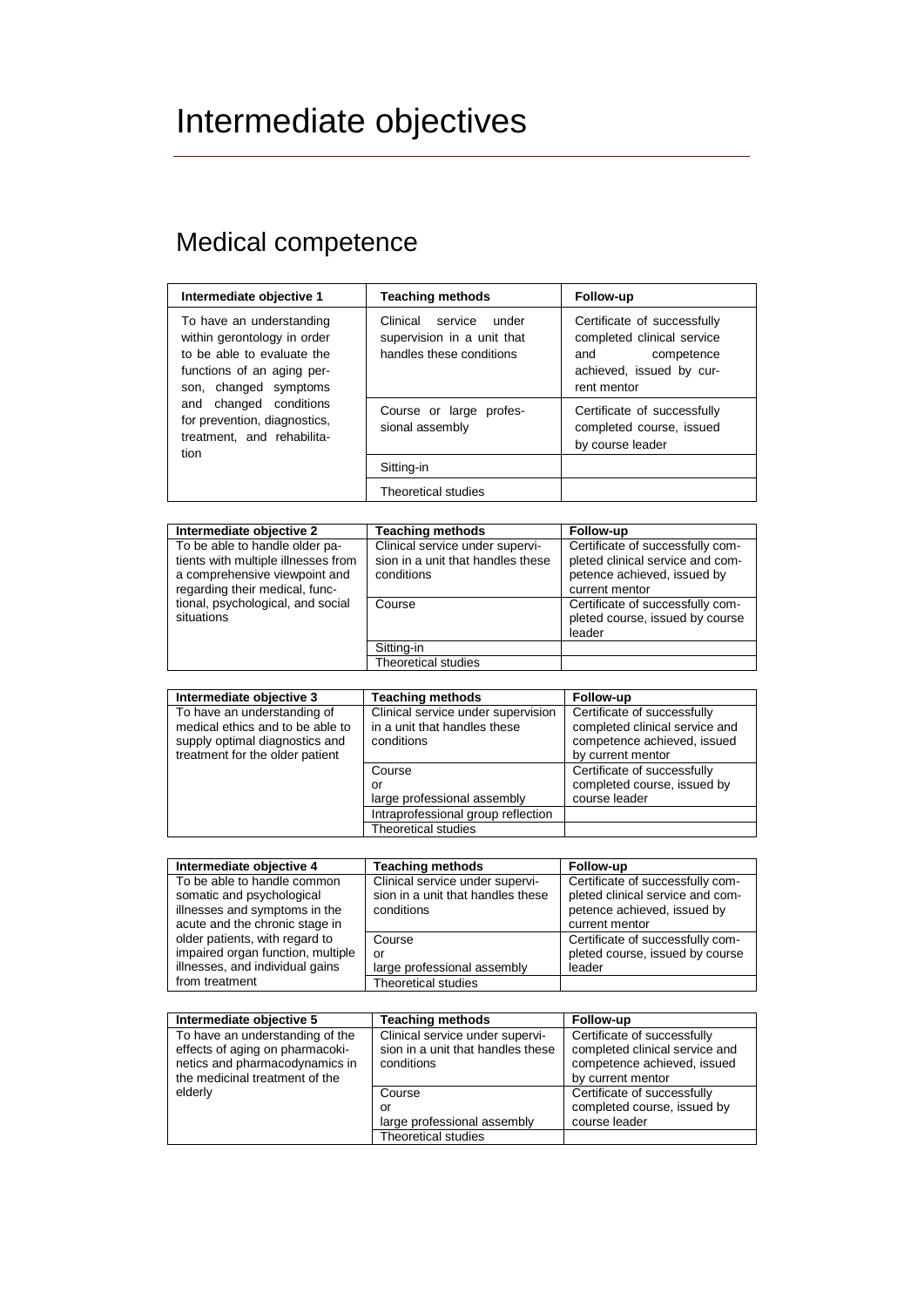# Intermediate objectives

## Medical competence

| Intermediate objective 1 | Teaching methods | Follow-up |
| --- | --- | --- |
| To have an understanding within gerontology in order to be able to evaluate the functions of an aging person, changed symptoms and changed conditions for prevention, diagnostics, treatment, and rehabilitation | Clinical service under supervision in a unit that handles these conditions | Certificate of successfully completed clinical service and competence achieved, issued by current mentor |
| | Course or large professional assembly | Certificate of successfully completed course, issued by course leader |
| | Sitting-in | |
| | Theoretical studies | |

| Intermediate objective 2 | Teaching methods | Follow-up |
| --- | --- | --- |
| To be able to handle older patients with multiple illnesses from a comprehensive viewpoint and regarding their medical, functional, psychological, and social situations | Clinical service under supervision in a unit that handles these conditions | Certificate of successfully completed clinical service and competence achieved, issued by current mentor |
| | Course | Certificate of successfully completed course, issued by course leader |
| | Sitting-in | |
| | Theoretical studies | |

| Intermediate objective 3 | Teaching methods | Follow-up |
| --- | --- | --- |
| To have an understanding of medical ethics and to be able to supply optimal diagnostics and treatment for the older patient | Clinical service under supervision in a unit that handles these conditions | Certificate of successfully completed clinical service and competence achieved, issued by current mentor |
| | Course or large professional assembly | Certificate of successfully completed course, issued by course leader |
| | Intraprofessional group reflection | |
| | Theoretical studies | |

| Intermediate objective 4 | Teaching methods | Follow-up |
| --- | --- | --- |
| To be able to handle common somatic and psychological illnesses and symptoms in the acute and the chronic stage in older patients, with regard to impaired organ function, multiple illnesses, and individual gains from treatment | Clinical service under supervision in a unit that handles these conditions | Certificate of successfully completed clinical service and competence achieved, issued by current mentor |
| | Course or large professional assembly | Certificate of successfully completed course, issued by course leader |
| | Theoretical studies | |

| Intermediate objective 5 | Teaching methods | Follow-up |
| --- | --- | --- |
| To have an understanding of the effects of aging on pharmacokinetics and pharmacodynamics in the medicinal treatment of the elderly | Clinical service under supervision in a unit that handles these conditions | Certificate of successfully completed clinical service and competence achieved, issued by current mentor |
| | Course or large professional assembly | Certificate of successfully completed course, issued by course leader |
| | Theoretical studies | |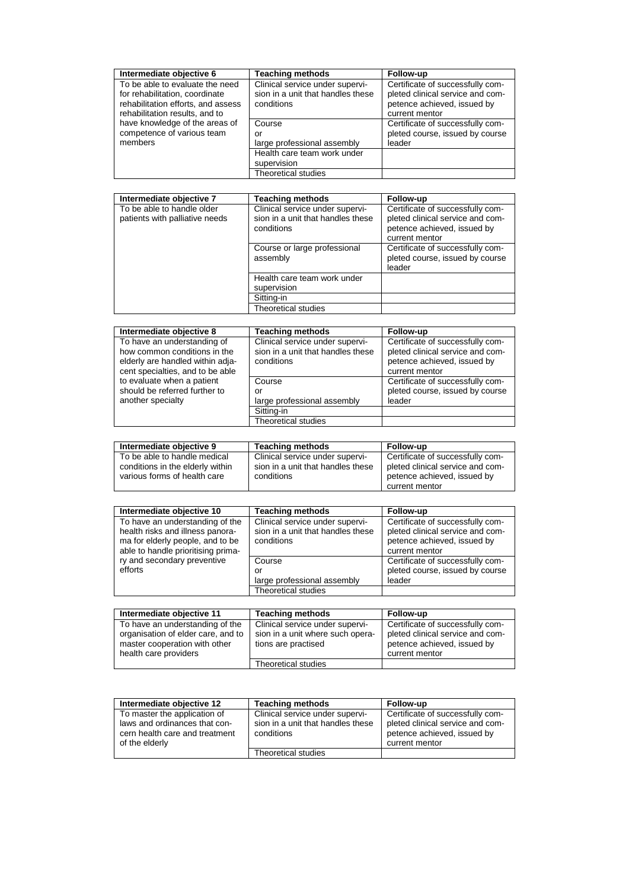| Intermediate objective 6 | Teaching methods | Follow-up |
|---|---|---|
| To be able to evaluate the need for rehabilitation, coordinate rehabilitation efforts, and assess rehabilitation results, and to have knowledge of the areas of competence of various team members | Clinical service under supervision in a unit that handles these conditions | Certificate of successfully completed clinical service and competence achieved, issued by current mentor |
| | Course or large professional assembly | Certificate of successfully completed course, issued by course leader |
| | Health care team work under supervision | |
| | Theoretical studies | |

| Intermediate objective 7 | Teaching methods | Follow-up |
|---|---|---|
| To be able to handle older patients with palliative needs | Clinical service under supervision in a unit that handles these conditions | Certificate of successfully completed clinical service and competence achieved, issued by current mentor |
| | Course or large professional assembly | Certificate of successfully completed course, issued by course leader |
| | Health care team work under supervision | |
| | Sitting-in | |
| | Theoretical studies | |

| Intermediate objective 8 | Teaching methods | Follow-up |
|---|---|---|
| To have an understanding of how common conditions in the elderly are handled within adjacent specialties, and to be able to evaluate when a patient should be referred further to another specialty | Clinical service under supervision in a unit that handles these conditions | Certificate of successfully completed clinical service and competence achieved, issued by current mentor |
| | Course or large professional assembly | Certificate of successfully completed course, issued by course leader |
| | Sitting-in | |
| | Theoretical studies | |

| Intermediate objective 9 | Teaching methods | Follow-up |
|---|---|---|
| To be able to handle medical conditions in the elderly within various forms of health care | Clinical service under supervision in a unit that handles these conditions | Certificate of successfully completed clinical service and competence achieved, issued by current mentor |

| Intermediate objective 10 | Teaching methods | Follow-up |
|---|---|---|
| To have an understanding of the health risks and illness panorama for elderly people, and to be able to handle prioritising primary and secondary preventive efforts | Clinical service under supervision in a unit that handles these conditions | Certificate of successfully completed clinical service and competence achieved, issued by current mentor |
| | Course or large professional assembly | Certificate of successfully completed course, issued by course leader |
| | Theoretical studies | |

| Intermediate objective 11 | Teaching methods | Follow-up |
|---|---|---|
| To have an understanding of the organisation of elder care, and to master cooperation with other health care providers | Clinical service under supervision in a unit where such operations are practised | Certificate of successfully completed clinical service and competence achieved, issued by current mentor |
| | Theoretical studies | |

| Intermediate objective 12 | Teaching methods | Follow-up |
|---|---|---|
| To master the application of laws and ordinances that concern health care and treatment of the elderly | Clinical service under supervision in a unit that handles these conditions | Certificate of successfully completed clinical service and competence achieved, issued by current mentor |
| | Theoretical studies | |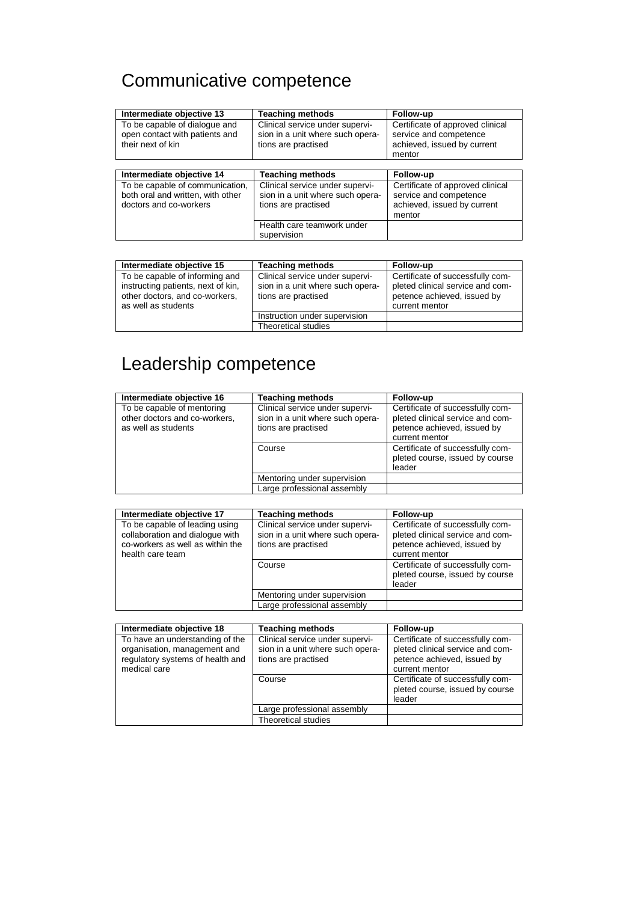# Communicative competence

| Intermediate objective 13 | Teaching methods | Follow-up |
|---|---|---|
| To be capable of dialogue and open contact with patients and their next of kin | Clinical service under supervision in a unit where such operations are practised | Certificate of approved clinical service and competence achieved, issued by current mentor |

| Intermediate objective 14 | Teaching methods | Follow-up |
|---|---|---|
| To be capable of communication, both oral and written, with other doctors and co-workers | Clinical service under supervision in a unit where such operations are practised | Certificate of approved clinical service and competence achieved, issued by current mentor |
| | Health care teamwork under supervision | |

| Intermediate objective 15 | Teaching methods | Follow-up |
|---|---|---|
| To be capable of informing and instructing patients, next of kin, other doctors, and co-workers, as well as students | Clinical service under supervision in a unit where such operations are practised | Certificate of successfully completed clinical service and competence achieved, issued by current mentor |
| | Instruction under supervision | |
| | Theoretical studies | |

# Leadership competence

| Intermediate objective 16 | Teaching methods | Follow-up |
|---|---|---|
| To be capable of mentoring other doctors and co-workers, as well as students | Clinical service under supervision in a unit where such operations are practised | Certificate of successfully completed clinical service and competence achieved, issued by current mentor |
| | Course | Certificate of successfully completed course, issued by course leader |
| | Mentoring under supervision | |
| | Large professional assembly | |

| Intermediate objective 17 | Teaching methods | Follow-up |
|---|---|---|
| To be capable of leading using collaboration and dialogue with co-workers as well as within the health care team | Clinical service under supervision in a unit where such operations are practised | Certificate of successfully completed clinical service and competence achieved, issued by current mentor |
| | Course | Certificate of successfully completed course, issued by course leader |
| | Mentoring under supervision | |
| | Large professional assembly | |

| Intermediate objective 18 | Teaching methods | Follow-up |
|---|---|---|
| To have an understanding of the organisation, management and regulatory systems of health and medical care | Clinical service under supervision in a unit where such operations are practised | Certificate of successfully completed clinical service and competence achieved, issued by current mentor |
| | Course | Certificate of successfully completed course, issued by course leader |
| | Large professional assembly | |
| | Theoretical studies | |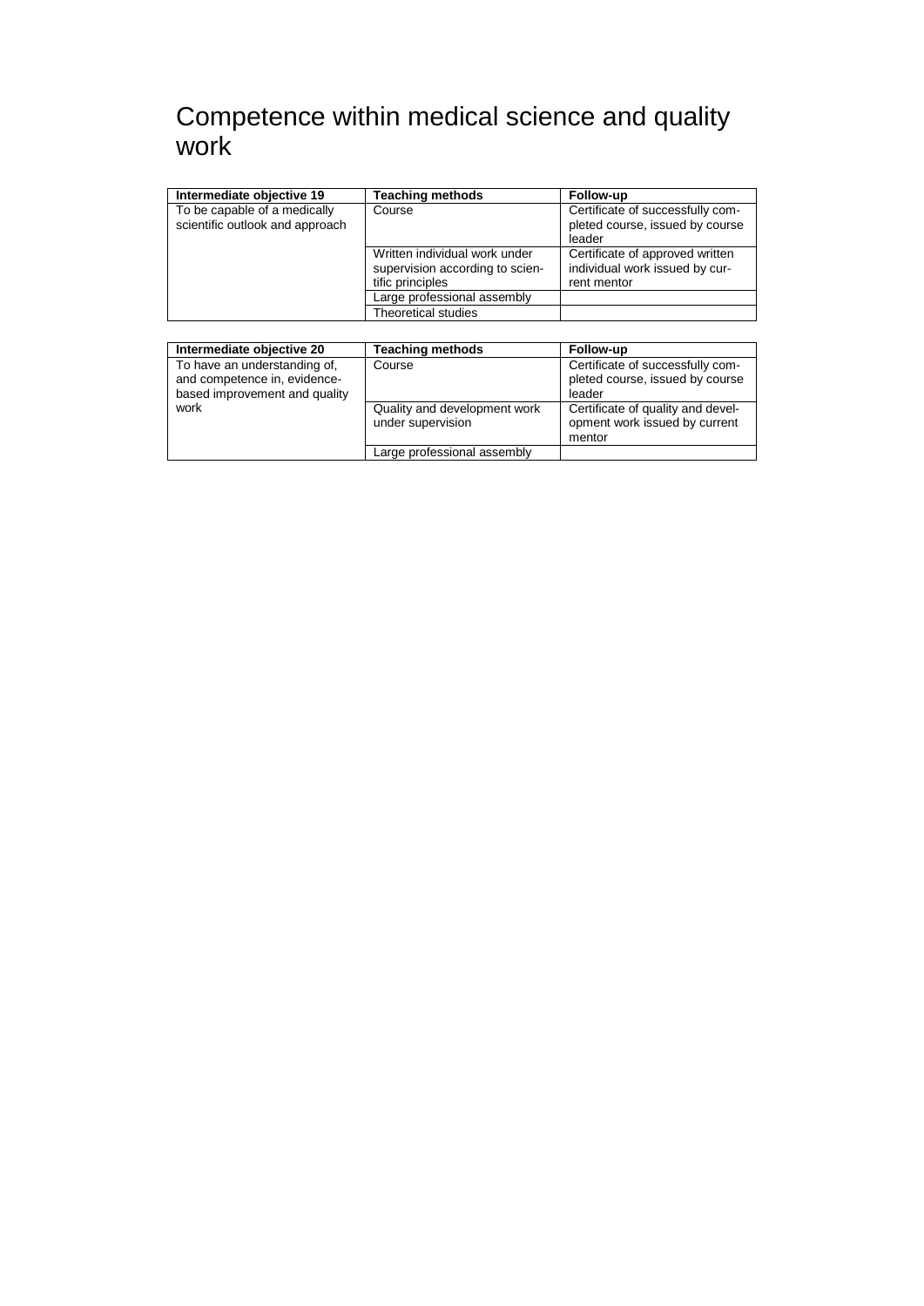# Competence within medical science and quality work

| Intermediate objective 19 | Teaching methods | Follow-up |
|---|---|---|
| To be capable of a medically scientific outlook and approach | Course | Certificate of successfully completed course, issued by course leader |
| | Written individual work under supervision according to scientific principles | Certificate of approved written individual work issued by current mentor |
| | Large professional assembly | |
| | Theoretical studies | |

| Intermediate objective 20 | Teaching methods | Follow-up |
|---|---|---|
| To have an understanding of, and competence in, evidence-based improvement and quality work | Course | Certificate of successfully completed course, issued by course leader |
| | Quality and development work under supervision | Certificate of quality and development work issued by current mentor |
| | Large professional assembly | |